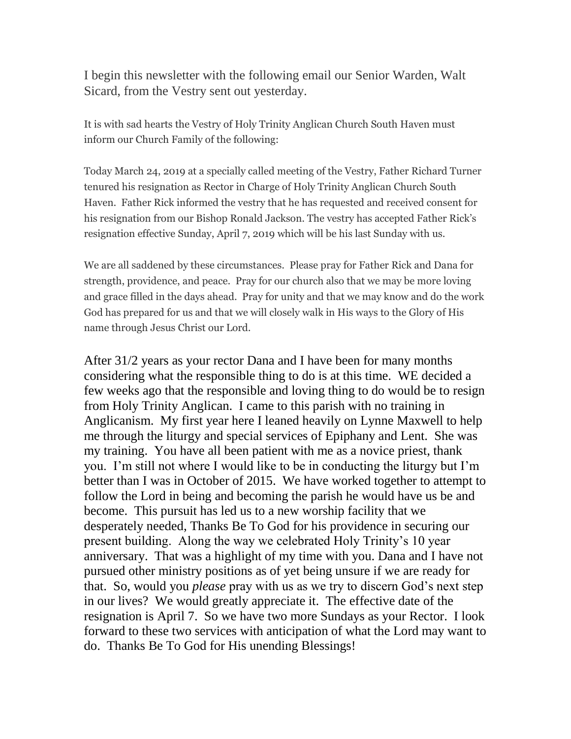I begin this newsletter with the following email our Senior Warden, Walt Sicard, from the Vestry sent out yesterday.

It is with sad hearts the Vestry of Holy Trinity Anglican Church South Haven must inform our Church Family of the following:

Today March 24, 2019 at a specially called meeting of the Vestry, Father Richard Turner tenured his resignation as Rector in Charge of Holy Trinity Anglican Church South Haven. Father Rick informed the vestry that he has requested and received consent for his resignation from our Bishop Ronald Jackson. The vestry has accepted Father Rick's resignation effective Sunday, April 7, 2019 which will be his last Sunday with us.

We are all saddened by these circumstances. Please pray for Father Rick and Dana for strength, providence, and peace. Pray for our church also that we may be more loving and grace filled in the days ahead. Pray for unity and that we may know and do the work God has prepared for us and that we will closely walk in His ways to the Glory of His name through Jesus Christ our Lord.

After 31/2 years as your rector Dana and I have been for many months considering what the responsible thing to do is at this time. WE decided a few weeks ago that the responsible and loving thing to do would be to resign from Holy Trinity Anglican. I came to this parish with no training in Anglicanism. My first year here I leaned heavily on Lynne Maxwell to help me through the liturgy and special services of Epiphany and Lent. She was my training. You have all been patient with me as a novice priest, thank you. I'm still not where I would like to be in conducting the liturgy but I'm better than I was in October of 2015. We have worked together to attempt to follow the Lord in being and becoming the parish he would have us be and become. This pursuit has led us to a new worship facility that we desperately needed, Thanks Be To God for his providence in securing our present building. Along the way we celebrated Holy Trinity's 10 year anniversary. That was a highlight of my time with you. Dana and I have not pursued other ministry positions as of yet being unsure if we are ready for that. So, would you *please* pray with us as we try to discern God's next step in our lives? We would greatly appreciate it. The effective date of the resignation is April 7. So we have two more Sundays as your Rector. I look forward to these two services with anticipation of what the Lord may want to do. Thanks Be To God for His unending Blessings!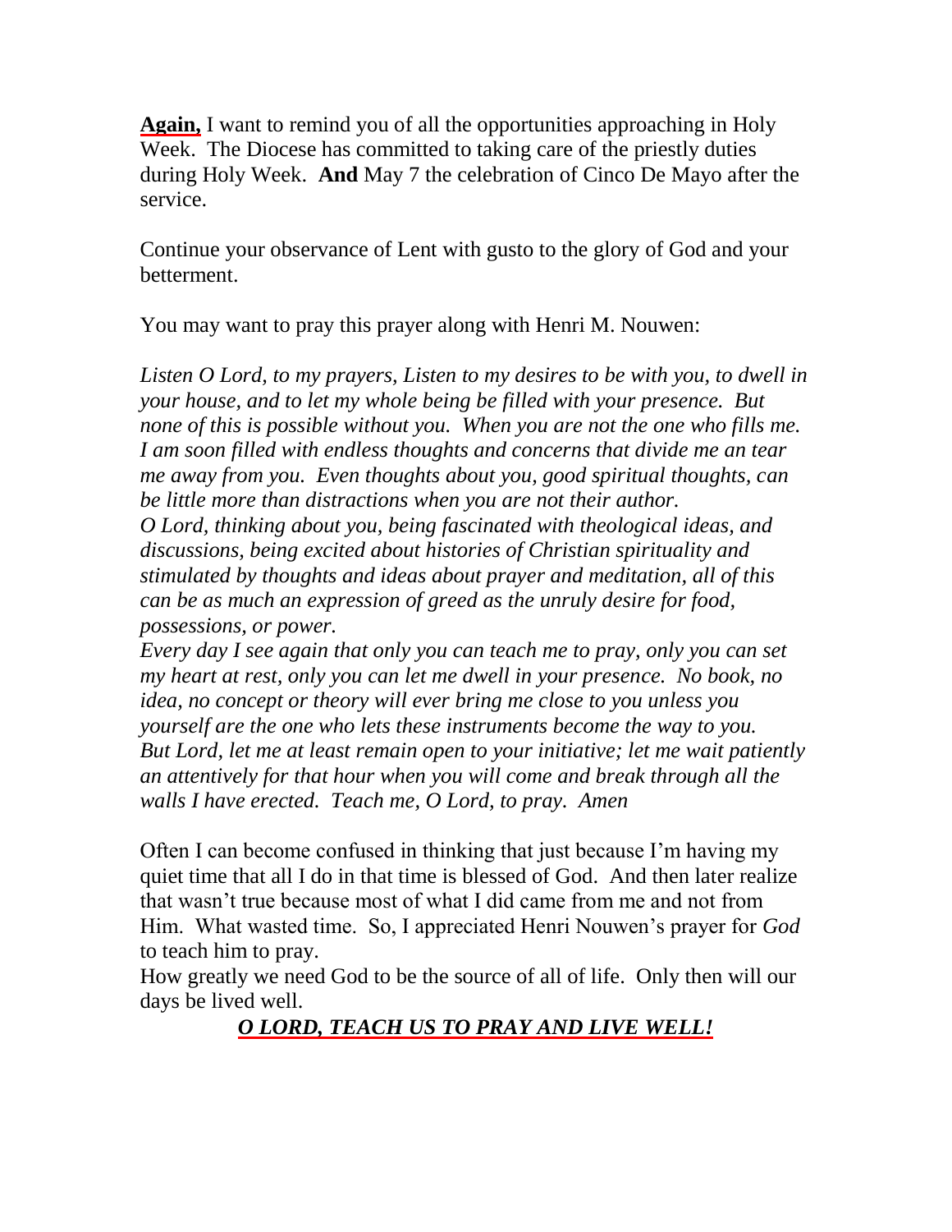**Again,** I want to remind you of all the opportunities approaching in Holy Week. The Diocese has committed to taking care of the priestly duties during Holy Week. **And** May 7 the celebration of Cinco De Mayo after the service.

Continue your observance of Lent with gusto to the glory of God and your betterment.

You may want to pray this prayer along with Henri M. Nouwen:

*Listen O Lord, to my prayers, Listen to my desires to be with you, to dwell in your house, and to let my whole being be filled with your presence. But none of this is possible without you. When you are not the one who fills me. I am soon filled with endless thoughts and concerns that divide me an tear me away from you. Even thoughts about you, good spiritual thoughts, can be little more than distractions when you are not their author.*
*O Lord, thinking about you, being fascinated with theological ideas, and discussions, being excited about histories of Christian spirituality and stimulated by thoughts and ideas about prayer and meditation, all of this can be as much an expression of greed as the unruly desire for food, possessions, or power.*
*Every day I see again that only you can teach me to pray, only you can set my heart at rest, only you can let me dwell in your presence. No book, no idea, no concept or theory will ever bring me close to you unless you yourself are the one who lets these instruments become the way to you.*
*But Lord, let me at least remain open to your initiative; let me wait patiently an attentively for that hour when you will come and break through all the walls I have erected. Teach me, O Lord, to pray. Amen*

Often I can become confused in thinking that just because I'm having my quiet time that all I do in that time is blessed of God. And then later realize that wasn't true because most of what I did came from me and not from Him. What wasted time. So, I appreciated Henri Nouwen's prayer for *God* to teach him to pray.
How greatly we need God to be the source of all of life. Only then will our days be lived well.

***O LORD, TEACH US TO PRAY AND LIVE WELL!***